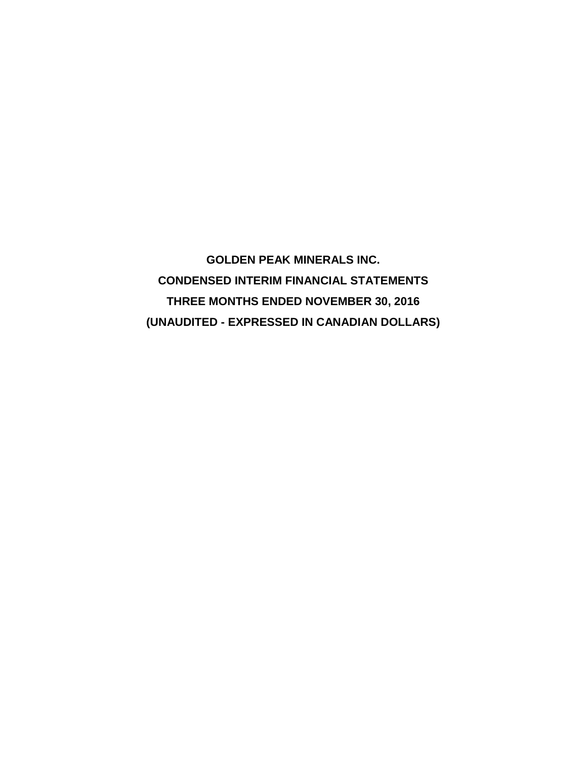# GOLDEN PEAK MINERALS INC.

## CONDENSED INTERIM FINANCIAL STATEMENTS

## THREE MONTHS ENDED NOVEMBER 30, 2016

## (UNAUDITED - EXPRESSED IN CANADIAN DOLLARS)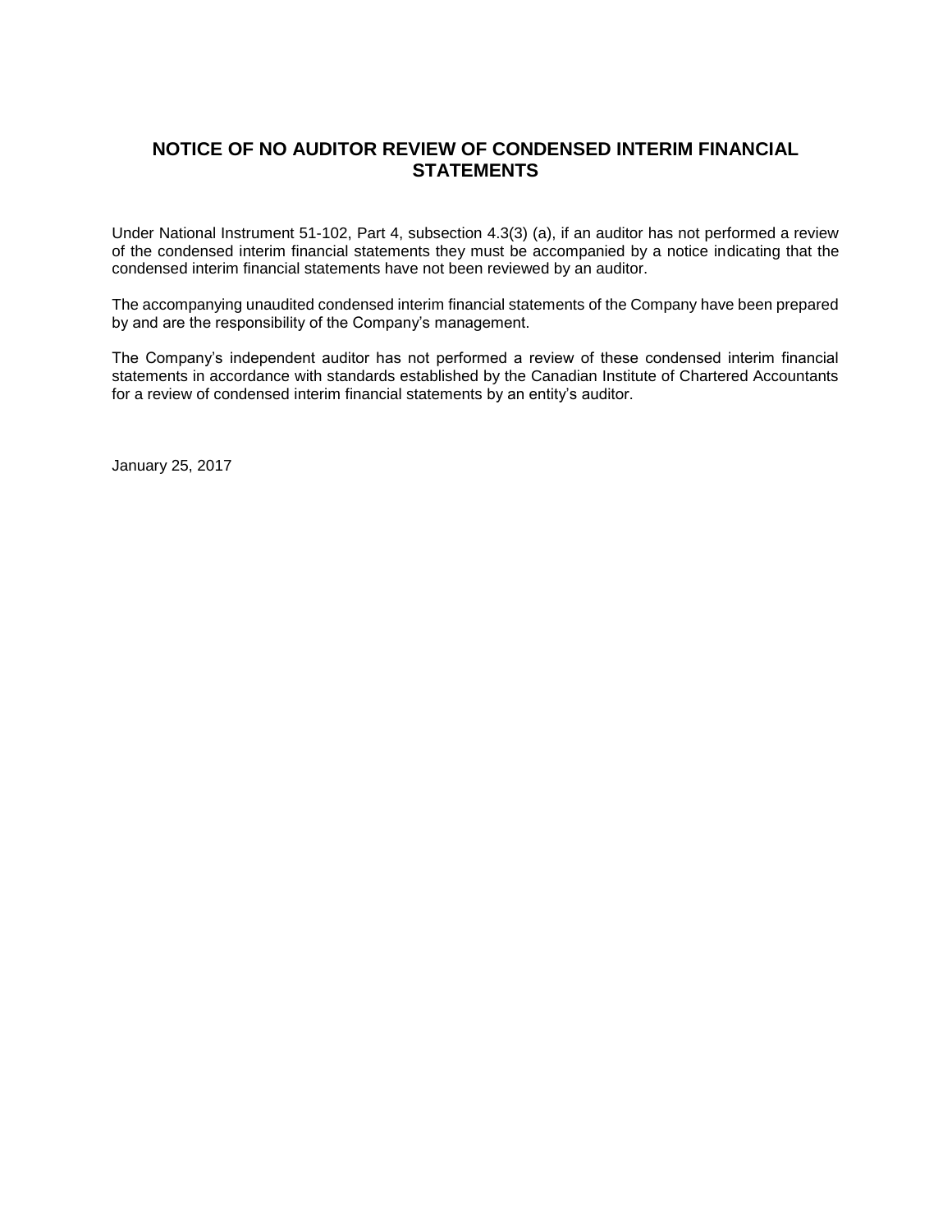# NOTICE OF NO AUDITOR REVIEW OF CONDENSED INTERIM FINANCIAL STATEMENTS

Under National Instrument 51-102, Part 4, subsection 4.3(3) (a), if an auditor has not performed a review of the condensed interim financial statements they must be accompanied by a notice indicating that the condensed interim financial statements have not been reviewed by an auditor.

The accompanying unaudited condensed interim financial statements of the Company have been prepared by and are the responsibility of the Company's management.

The Company's independent auditor has not performed a review of these condensed interim financial statements in accordance with standards established by the Canadian Institute of Chartered Accountants for a review of condensed interim financial statements by an entity's auditor.

January 25, 2017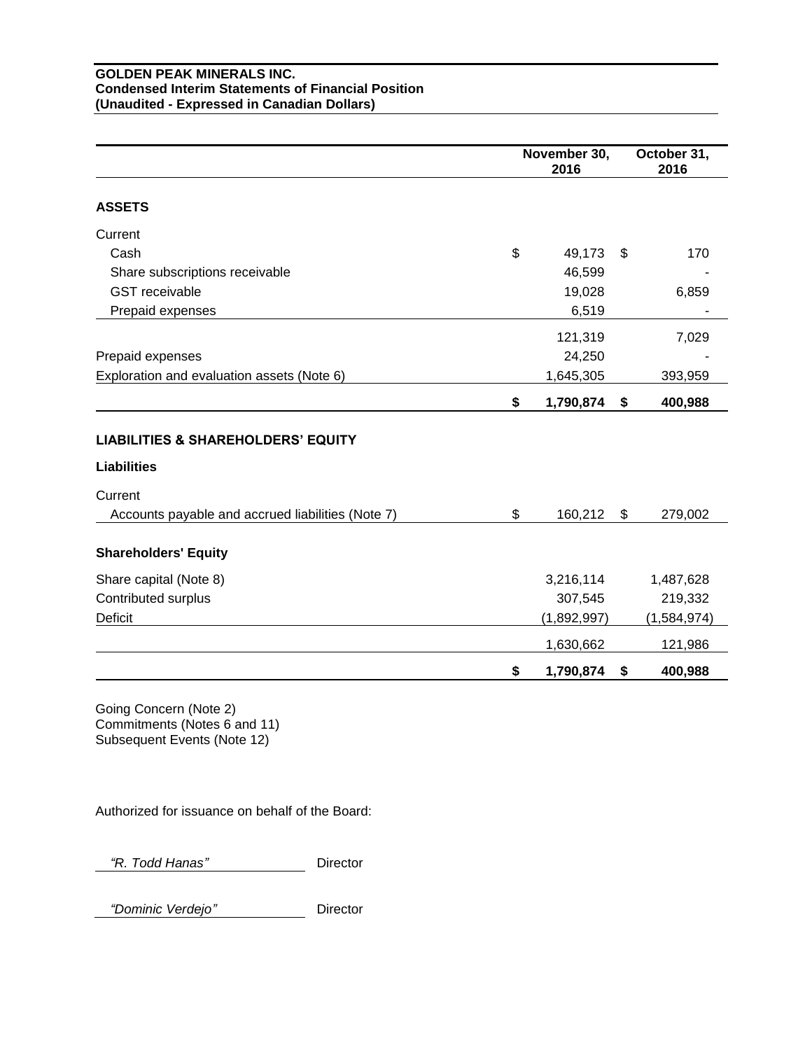**GOLDEN PEAK MINERALS INC.**
**Condensed Interim Statements of Financial Position**
**(Unaudited - Expressed in Canadian Dollars)**

| | November 30, 2016 | October 31, 2016 |
|---|---|---|
| **ASSETS** | | |
| Current | | |
| Cash | $ 49,173 | $ 170 |
| Share subscriptions receivable | 46,599 | - |
| GST receivable | 19,028 | 6,859 |
| Prepaid expenses | 6,519 | - |
| | 121,319 | 7,029 |
| Prepaid expenses | 24,250 | - |
| Exploration and evaluation assets (Note 6) | 1,645,305 | 393,959 |
| | **$ 1,790,874** | **$ 400,988** |
| **LIABILITIES & SHAREHOLDERS' EQUITY** | | |
| **Liabilities** | | |
| Current | | |
| Accounts payable and accrued liabilities (Note 7) | $ 160,212 | $ 279,002 |
| **Shareholders' Equity** | | |
| Share capital (Note 8) | 3,216,114 | 1,487,628 |
| Contributed surplus | 307,545 | 219,332 |
| Deficit | (1,892,997) | (1,584,974) |
| | 1,630,662 | 121,986 |
| | **$ 1,790,874** | **$ 400,988** |

Going Concern (Note 2)
Commitments (Notes 6 and 11)
Subsequent Events (Note 12)

Authorized for issuance on behalf of the Board:

*"R. Todd Hanas"* Director

*"Dominic Verdejo"* Director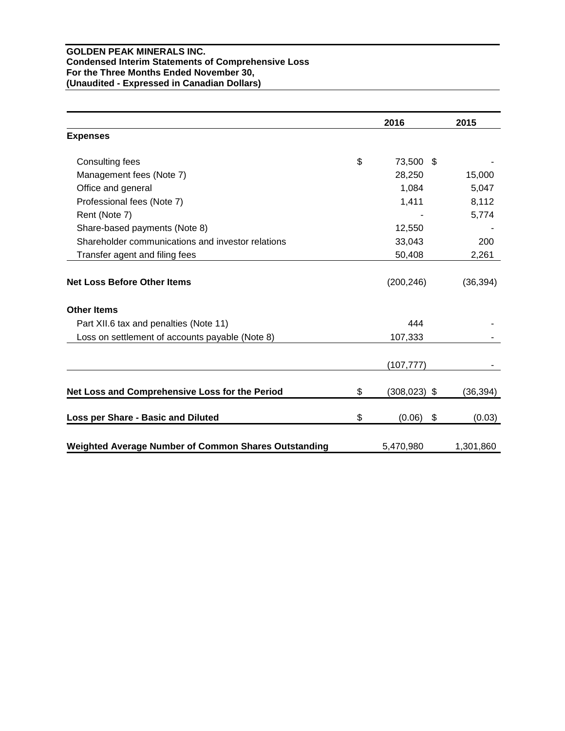**GOLDEN PEAK MINERALS INC.**
**Condensed Interim Statements of Comprehensive Loss**
**For the Three Months Ended November 30,**
**(Unaudited - Expressed in Canadian Dollars)**

| | 2016 | 2015 |
|---|---|---|
| **Expenses** | | |
| Consulting fees | $ 73,500 | $ - |
| Management fees (Note 7) | 28,250 | 15,000 |
| Office and general | 1,084 | 5,047 |
| Professional fees (Note 7) | 1,411 | 8,112 |
| Rent (Note 7) | - | 5,774 |
| Share-based payments (Note 8) | 12,550 | - |
| Shareholder communications and investor relations | 33,043 | 200 |
| Transfer agent and filing fees | 50,408 | 2,261 |
| **Net Loss Before Other Items** | (200,246) | (36,394) |
| **Other Items** | | |
| Part XII.6 tax and penalties (Note 11) | 444 | - |
| Loss on settlement of accounts payable (Note 8) | 107,333 | - |
| | (107,777) | - |
| **Net Loss and Comprehensive Loss for the Period** | $ (308,023) | $ (36,394) |
| **Loss per Share - Basic and Diluted** | $ (0.06) | $ (0.03) |
| **Weighted Average Number of Common Shares Outstanding** | 5,470,980 | 1,301,860 |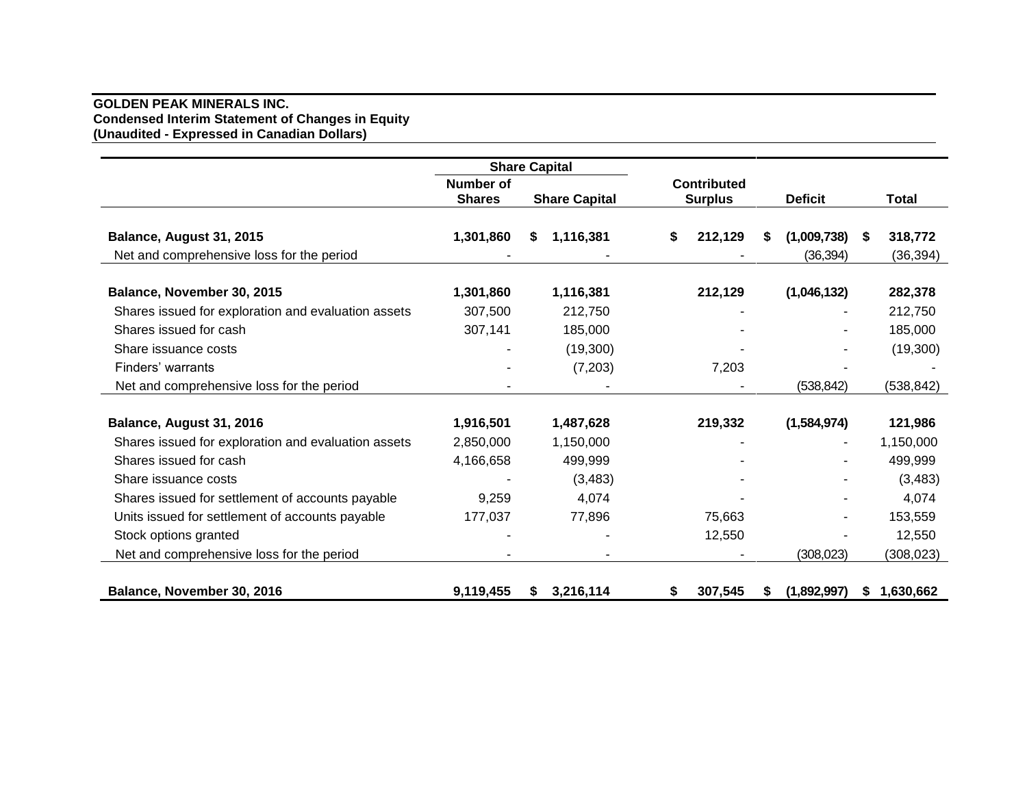**GOLDEN PEAK MINERALS INC.**
**Condensed Interim Statement of Changes in Equity**
**(Unaudited - Expressed in Canadian Dollars)**

| | Share Capital | | | | |
|---|---|---|---|---|---|
| | Number of Shares | Share Capital | Contributed Surplus | Deficit | Total |
| **Balance, August 31, 2015** | **1,301,860** | **$ 1,116,381** | **$ 212,129** | **$ (1,009,738)** | **$ 318,772** |
| Net and comprehensive loss for the period | - | - | - | (36,394) | (36,394) |
| **Balance, November 30, 2015** | **1,301,860** | **1,116,381** | **212,129** | **(1,046,132)** | **282,378** |
| Shares issued for exploration and evaluation assets | 307,500 | 212,750 | - | - | 212,750 |
| Shares issued for cash | 307,141 | 185,000 | - | - | 185,000 |
| Share issuance costs | - | (19,300) | - | - | (19,300) |
| Finders' warrants | - | (7,203) | 7,203 | - | - |
| Net and comprehensive loss for the period | - | - | - | (538,842) | (538,842) |
| **Balance, August 31, 2016** | **1,916,501** | **1,487,628** | **219,332** | **(1,584,974)** | **121,986** |
| Shares issued for exploration and evaluation assets | 2,850,000 | 1,150,000 | - | - | 1,150,000 |
| Shares issued for cash | 4,166,658 | 499,999 | - | - | 499,999 |
| Share issuance costs | - | (3,483) | - | - | (3,483) |
| Shares issued for settlement of accounts payable | 9,259 | 4,074 | - | - | 4,074 |
| Units issued for settlement of accounts payable | 177,037 | 77,896 | 75,663 | - | 153,559 |
| Stock options granted | - | - | 12,550 | - | 12,550 |
| Net and comprehensive loss for the period | - | - | - | (308,023) | (308,023) |
| **Balance, November 30, 2016** | **9,119,455** | **$ 3,216,114** | **$ 307,545** | **$ (1,892,997)** | **$ 1,630,662** |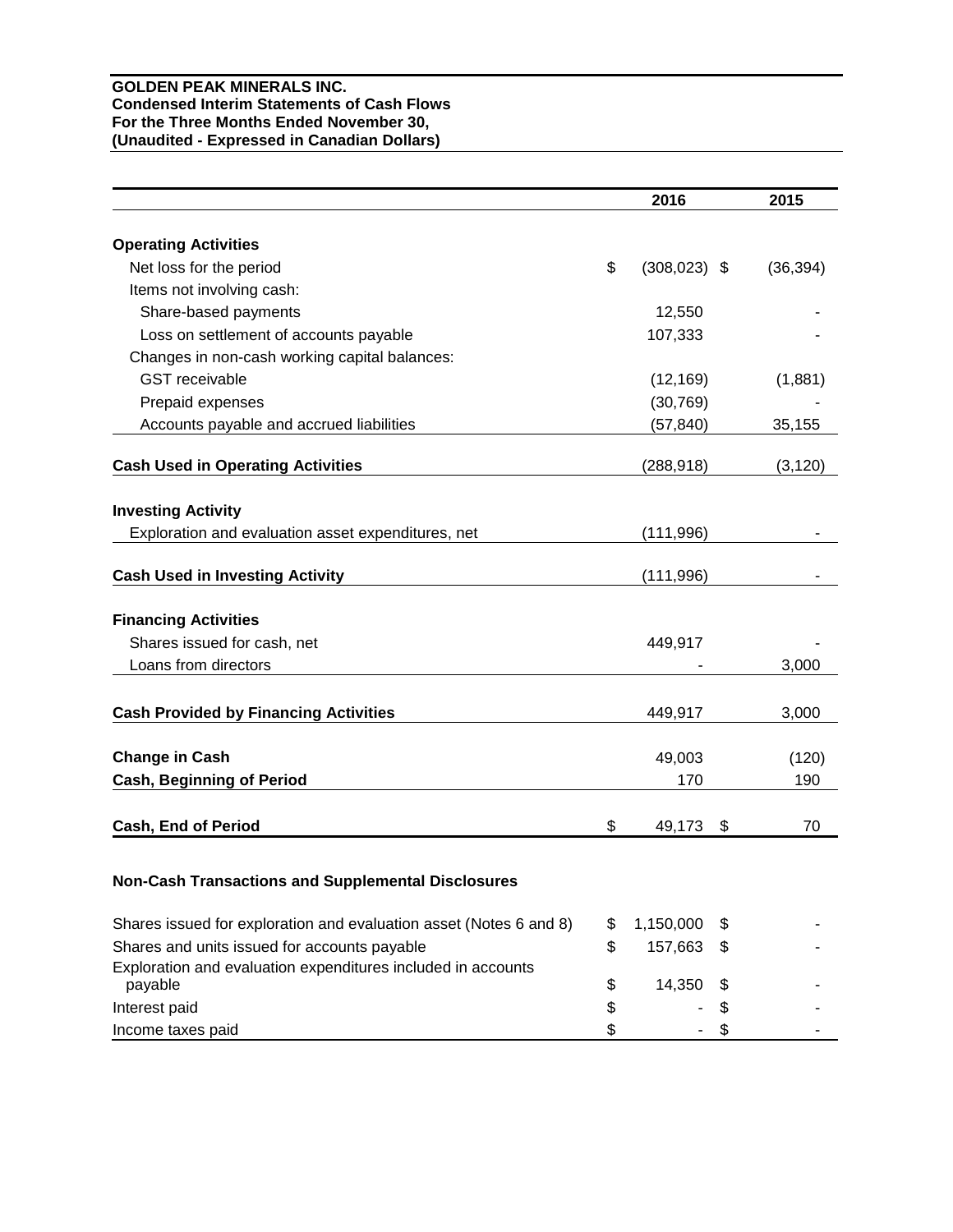**GOLDEN PEAK MINERALS INC.**
**Condensed Interim Statements of Cash Flows**
**For the Three Months Ended November 30,**
**(Unaudited - Expressed in Canadian Dollars)**

| | 2016 | 2015 |
|---|---|---|
| **Operating Activities** | | |
| Net loss for the period | $ (308,023) | $ (36,394) |
| Items not involving cash: | | |
| Share-based payments | 12,550 | - |
| Loss on settlement of accounts payable | 107,333 | - |
| Changes in non-cash working capital balances: | | |
| GST receivable | (12,169) | (1,881) |
| Prepaid expenses | (30,769) | - |
| Accounts payable and accrued liabilities | (57,840) | 35,155 |
| **Cash Used in Operating Activities** | (288,918) | (3,120) |
| **Investing Activity** | | |
| Exploration and evaluation asset expenditures, net | (111,996) | - |
| **Cash Used in Investing Activity** | (111,996) | - |
| **Financing Activities** | | |
| Shares issued for cash, net | 449,917 | - |
| Loans from directors | - | 3,000 |
| **Cash Provided by Financing Activities** | 449,917 | 3,000 |
| **Change in Cash** | 49,003 | (120) |
| **Cash, Beginning of Period** | 170 | 190 |
| **Cash, End of Period** | $ 49,173 | $ 70 |

**Non-Cash Transactions and Supplemental Disclosures**

| | 2016 | 2015 |
|---|---|---|
| Shares issued for exploration and evaluation asset (Notes 6 and 8) | $ 1,150,000 | $ - |
| Shares and units issued for accounts payable | $ 157,663 | $ - |
| Exploration and evaluation expenditures included in accounts payable | $ 14,350 | $ - |
| Interest paid | $ - | $ - |
| Income taxes paid | $ - | $ - |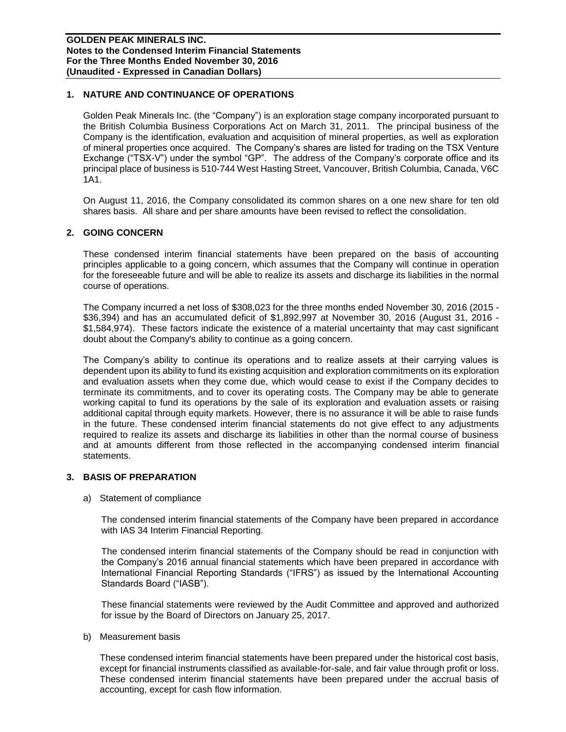## 1. NATURE AND CONTINUANCE OF OPERATIONS

Golden Peak Minerals Inc. (the "Company") is an exploration stage company incorporated pursuant to the British Columbia Business Corporations Act on March 31, 2011. The principal business of the Company is the identification, evaluation and acquisition of mineral properties, as well as exploration of mineral properties once acquired. The Company's shares are listed for trading on the TSX Venture Exchange ("TSX-V") under the symbol "GP". The address of the Company's corporate office and its principal place of business is 510-744 West Hasting Street, Vancouver, British Columbia, Canada, V6C 1A1.

On August 11, 2016, the Company consolidated its common shares on a one new share for ten old shares basis. All share and per share amounts have been revised to reflect the consolidation.

## 2. GOING CONCERN

These condensed interim financial statements have been prepared on the basis of accounting principles applicable to a going concern, which assumes that the Company will continue in operation for the foreseeable future and will be able to realize its assets and discharge its liabilities in the normal course of operations.

The Company incurred a net loss of $308,023 for the three months ended November 30, 2016 (2015 - $36,394) and has an accumulated deficit of $1,892,997 at November 30, 2016 (August 31, 2016 - $1,584,974). These factors indicate the existence of a material uncertainty that may cast significant doubt about the Company's ability to continue as a going concern.

The Company's ability to continue its operations and to realize assets at their carrying values is dependent upon its ability to fund its existing acquisition and exploration commitments on its exploration and evaluation assets when they come due, which would cease to exist if the Company decides to terminate its commitments, and to cover its operating costs. The Company may be able to generate working capital to fund its operations by the sale of its exploration and evaluation assets or raising additional capital through equity markets. However, there is no assurance it will be able to raise funds in the future. These condensed interim financial statements do not give effect to any adjustments required to realize its assets and discharge its liabilities in other than the normal course of business and at amounts different from those reflected in the accompanying condensed interim financial statements.

## 3. BASIS OF PREPARATION

a) Statement of compliance

The condensed interim financial statements of the Company have been prepared in accordance with IAS 34 Interim Financial Reporting.

The condensed interim financial statements of the Company should be read in conjunction with the Company's 2016 annual financial statements which have been prepared in accordance with International Financial Reporting Standards ("IFRS") as issued by the International Accounting Standards Board ("IASB").

These financial statements were reviewed by the Audit Committee and approved and authorized for issue by the Board of Directors on January 25, 2017.

b) Measurement basis

These condensed interim financial statements have been prepared under the historical cost basis, except for financial instruments classified as available-for-sale, and fair value through profit or loss. These condensed interim financial statements have been prepared under the accrual basis of accounting, except for cash flow information.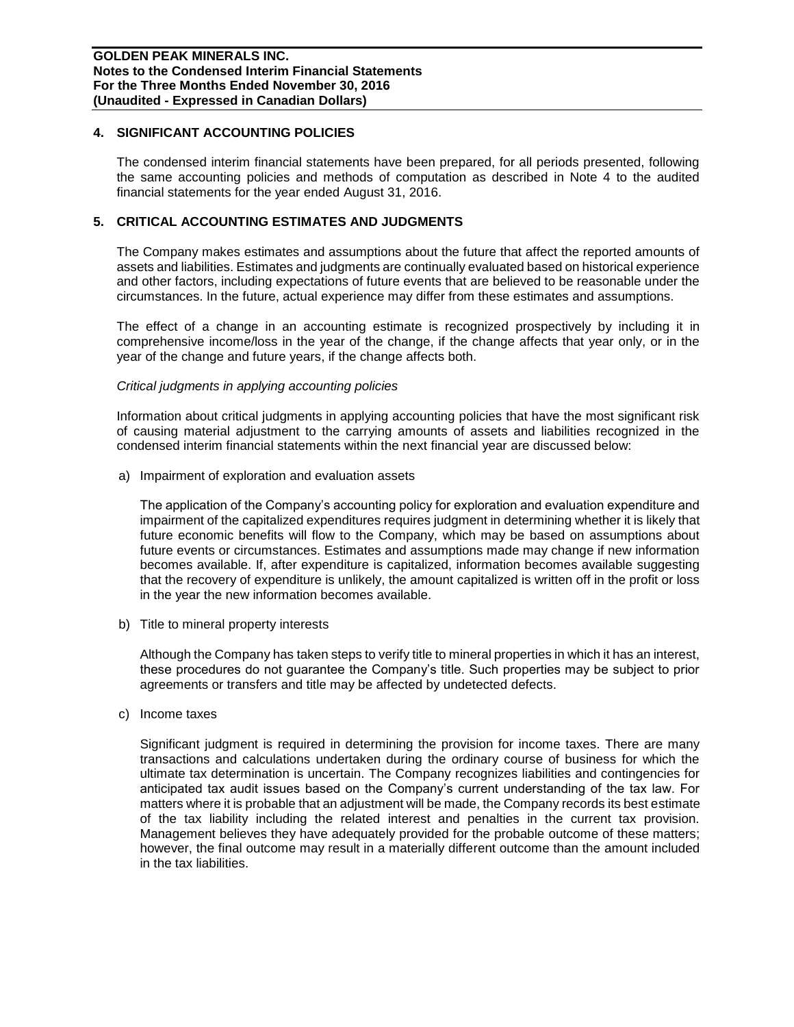## 4. SIGNIFICANT ACCOUNTING POLICIES

The condensed interim financial statements have been prepared, for all periods presented, following the same accounting policies and methods of computation as described in Note 4 to the audited financial statements for the year ended August 31, 2016.

## 5. CRITICAL ACCOUNTING ESTIMATES AND JUDGMENTS

The Company makes estimates and assumptions about the future that affect the reported amounts of assets and liabilities. Estimates and judgments are continually evaluated based on historical experience and other factors, including expectations of future events that are believed to be reasonable under the circumstances. In the future, actual experience may differ from these estimates and assumptions.

The effect of a change in an accounting estimate is recognized prospectively by including it in comprehensive income/loss in the year of the change, if the change affects that year only, or in the year of the change and future years, if the change affects both.

*Critical judgments in applying accounting policies*

Information about critical judgments in applying accounting policies that have the most significant risk of causing material adjustment to the carrying amounts of assets and liabilities recognized in the condensed interim financial statements within the next financial year are discussed below:

a) Impairment of exploration and evaluation assets

   The application of the Company's accounting policy for exploration and evaluation expenditure and impairment of the capitalized expenditures requires judgment in determining whether it is likely that future economic benefits will flow to the Company, which may be based on assumptions about future events or circumstances. Estimates and assumptions made may change if new information becomes available. If, after expenditure is capitalized, information becomes available suggesting that the recovery of expenditure is unlikely, the amount capitalized is written off in the profit or loss in the year the new information becomes available.

b) Title to mineral property interests

   Although the Company has taken steps to verify title to mineral properties in which it has an interest, these procedures do not guarantee the Company's title. Such properties may be subject to prior agreements or transfers and title may be affected by undetected defects.

c) Income taxes

   Significant judgment is required in determining the provision for income taxes. There are many transactions and calculations undertaken during the ordinary course of business for which the ultimate tax determination is uncertain. The Company recognizes liabilities and contingencies for anticipated tax audit issues based on the Company's current understanding of the tax law. For matters where it is probable that an adjustment will be made, the Company records its best estimate of the tax liability including the related interest and penalties in the current tax provision. Management believes they have adequately provided for the probable outcome of these matters; however, the final outcome may result in a materially different outcome than the amount included in the tax liabilities.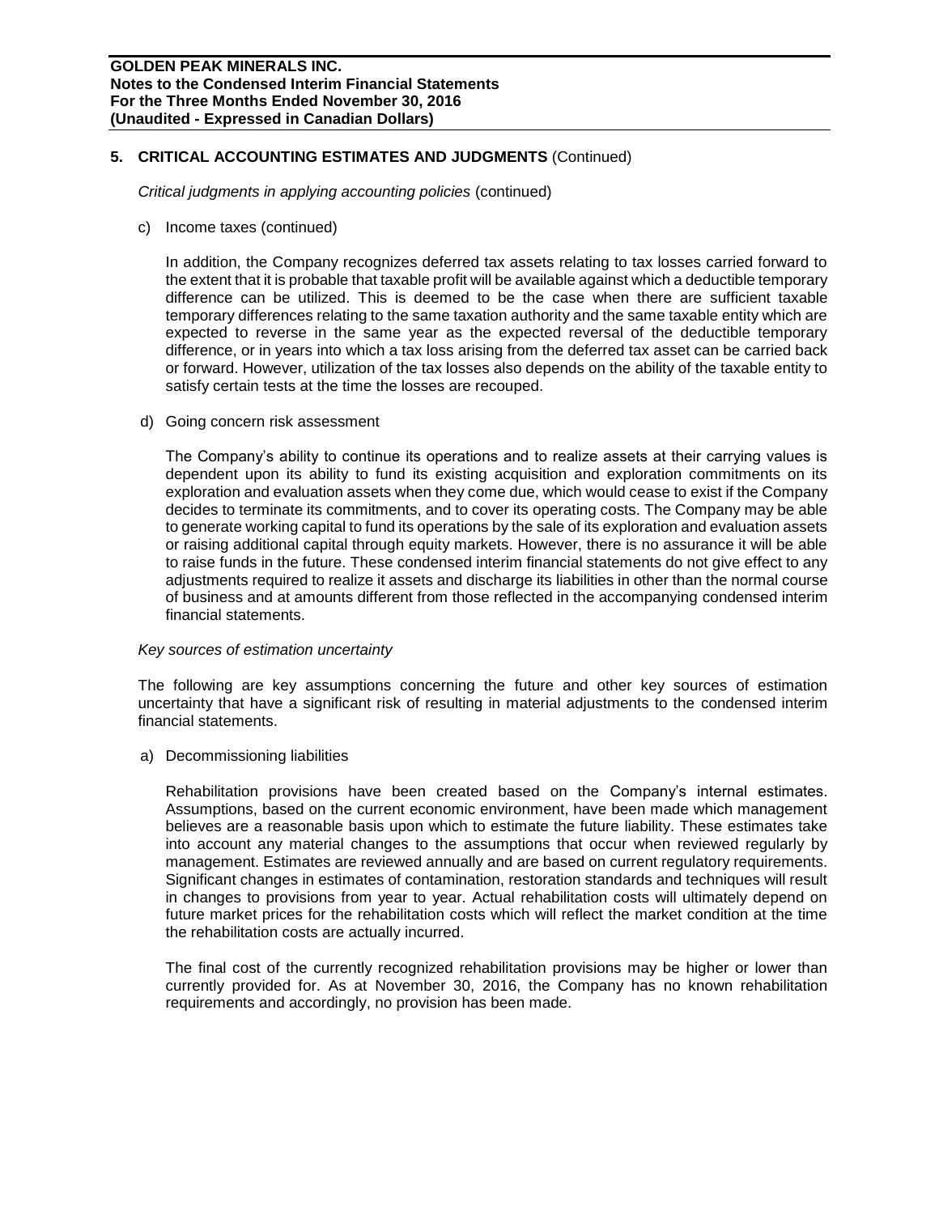## 5. CRITICAL ACCOUNTING ESTIMATES AND JUDGMENTS (Continued)

*Critical judgments in applying accounting policies* (continued)

c) Income taxes (continued)

In addition, the Company recognizes deferred tax assets relating to tax losses carried forward to the extent that it is probable that taxable profit will be available against which a deductible temporary difference can be utilized. This is deemed to be the case when there are sufficient taxable temporary differences relating to the same taxation authority and the same taxable entity which are expected to reverse in the same year as the expected reversal of the deductible temporary difference, or in years into which a tax loss arising from the deferred tax asset can be carried back or forward. However, utilization of the tax losses also depends on the ability of the taxable entity to satisfy certain tests at the time the losses are recouped.

d) Going concern risk assessment

The Company's ability to continue its operations and to realize assets at their carrying values is dependent upon its ability to fund its existing acquisition and exploration commitments on its exploration and evaluation assets when they come due, which would cease to exist if the Company decides to terminate its commitments, and to cover its operating costs. The Company may be able to generate working capital to fund its operations by the sale of its exploration and evaluation assets or raising additional capital through equity markets. However, there is no assurance it will be able to raise funds in the future. These condensed interim financial statements do not give effect to any adjustments required to realize it assets and discharge its liabilities in other than the normal course of business and at amounts different from those reflected in the accompanying condensed interim financial statements.

*Key sources of estimation uncertainty*

The following are key assumptions concerning the future and other key sources of estimation uncertainty that have a significant risk of resulting in material adjustments to the condensed interim financial statements.

a) Decommissioning liabilities

Rehabilitation provisions have been created based on the Company's internal estimates. Assumptions, based on the current economic environment, have been made which management believes are a reasonable basis upon which to estimate the future liability. These estimates take into account any material changes to the assumptions that occur when reviewed regularly by management. Estimates are reviewed annually and are based on current regulatory requirements. Significant changes in estimates of contamination, restoration standards and techniques will result in changes to provisions from year to year. Actual rehabilitation costs will ultimately depend on future market prices for the rehabilitation costs which will reflect the market condition at the time the rehabilitation costs are actually incurred.

The final cost of the currently recognized rehabilitation provisions may be higher or lower than currently provided for. As at November 30, 2016, the Company has no known rehabilitation requirements and accordingly, no provision has been made.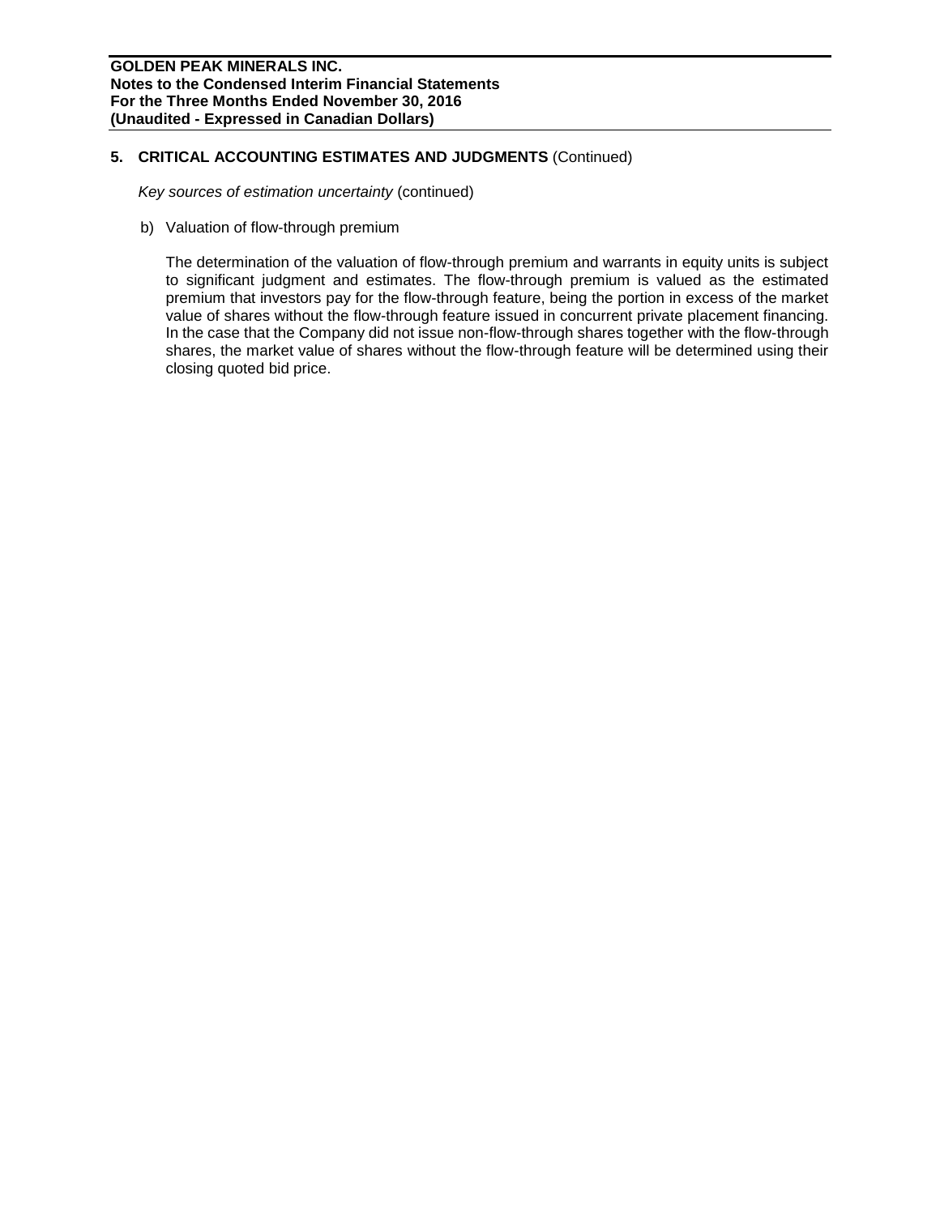## 5. CRITICAL ACCOUNTING ESTIMATES AND JUDGMENTS (Continued)

*Key sources of estimation uncertainty* (continued)

b) Valuation of flow-through premium

The determination of the valuation of flow-through premium and warrants in equity units is subject to significant judgment and estimates. The flow-through premium is valued as the estimated premium that investors pay for the flow-through feature, being the portion in excess of the market value of shares without the flow-through feature issued in concurrent private placement financing. In the case that the Company did not issue non-flow-through shares together with the flow-through shares, the market value of shares without the flow-through feature will be determined using their closing quoted bid price.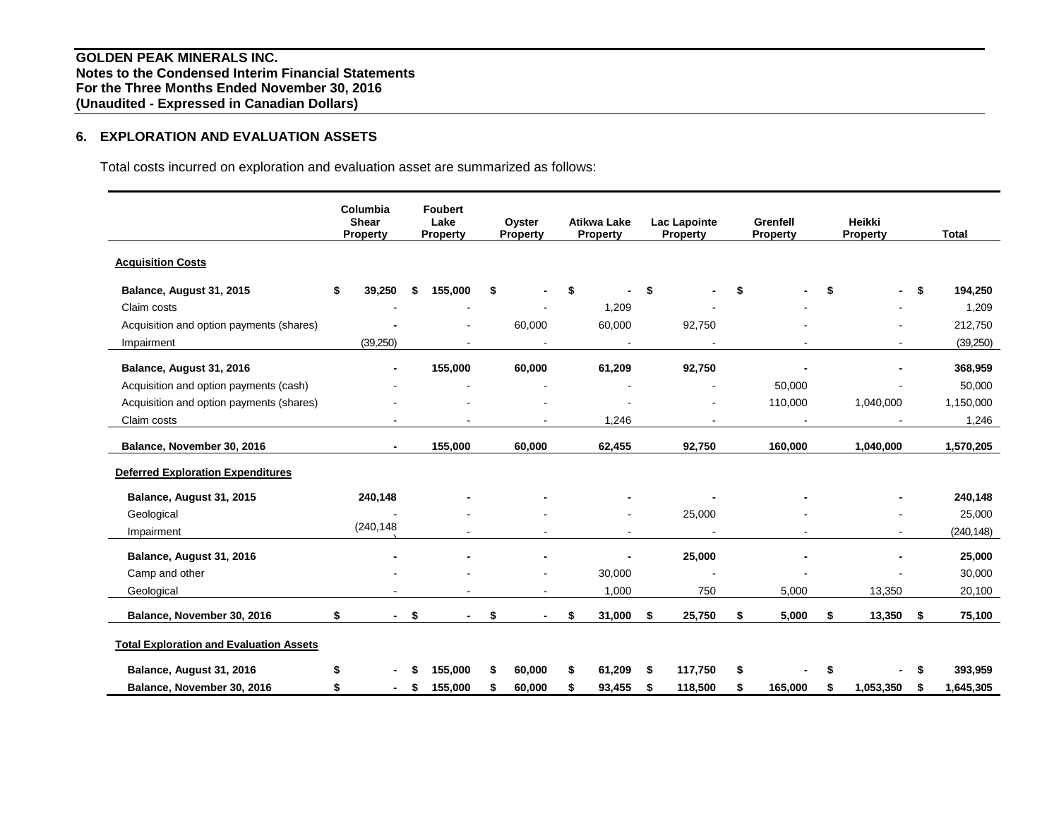## 6. EXPLORATION AND EVALUATION ASSETS

Total costs incurred on exploration and evaluation asset are summarized as follows:

| | Columbia Shear Property | Foubert Lake Property | Oyster Property | Atikwa Lake Property | Lac Lapointe Property | Grenfell Property | Heikki Property | Total |
|---|---|---|---|---|---|---|---|---|
| **Acquisition Costs** | | | | | | | | |
| **Balance, August 31, 2015** | **$ 39,250** | **$ 155,000** | **$ -** | **$ -** | **$ -** | **$ -** | **$ -** | **$ 194,250** |
| Claim costs | - | - | - | 1,209 | - | - | - | 1,209 |
| Acquisition and option payments (shares) | - | - | 60,000 | 60,000 | 92,750 | - | - | 212,750 |
| Impairment | (39,250) | - | - | - | - | - | - | (39,250) |
| **Balance, August 31, 2016** | **-** | **155,000** | **60,000** | **61,209** | **92,750** | **-** | **-** | **368,959** |
| Acquisition and option payments (cash) | - | - | - | - | - | 50,000 | - | 50,000 |
| Acquisition and option payments (shares) | - | - | - | - | - | 110,000 | 1,040,000 | 1,150,000 |
| Claim costs | - | - | - | 1,246 | - | - | - | 1,246 |
| **Balance, November 30, 2016** | **-** | **155,000** | **60,000** | **62,455** | **92,750** | **160,000** | **1,040,000** | **1,570,205** |
| **Deferred Exploration Expenditures** | | | | | | | | |
| **Balance, August 31, 2015** | **240,148** | **-** | **-** | **-** | **-** | **-** | **-** | **240,148** |
| Geological | - | - | - | - | 25,000 | - | - | 25,000 |
| Impairment | (240,148) | - | - | - | - | - | - | (240,148) |
| **Balance, August 31, 2016** | **-** | **-** | **-** | **-** | **25,000** | **-** | **-** | **25,000** |
| Camp and other | - | - | - | 30,000 | - | - | - | 30,000 |
| Geological | - | - | - | 1,000 | 750 | 5,000 | 13,350 | 20,100 |
| **Balance, November 30, 2016** | **$ -** | **$ -** | **$ -** | **$ 31,000** | **$ 25,750** | **$ 5,000** | **$ 13,350** | **$ 75,100** |
| **Total Exploration and Evaluation Assets** | | | | | | | | |
| **Balance, August 31, 2016** | **$ -** | **$ 155,000** | **$ 60,000** | **$ 61,209** | **$ 117,750** | **$ -** | **$ -** | **$ 393,959** |
| **Balance, November 30, 2016** | **$ -** | **$ 155,000** | **$ 60,000** | **$ 93,455** | **$ 118,500** | **$ 165,000** | **$ 1,053,350** | **$ 1,645,305** |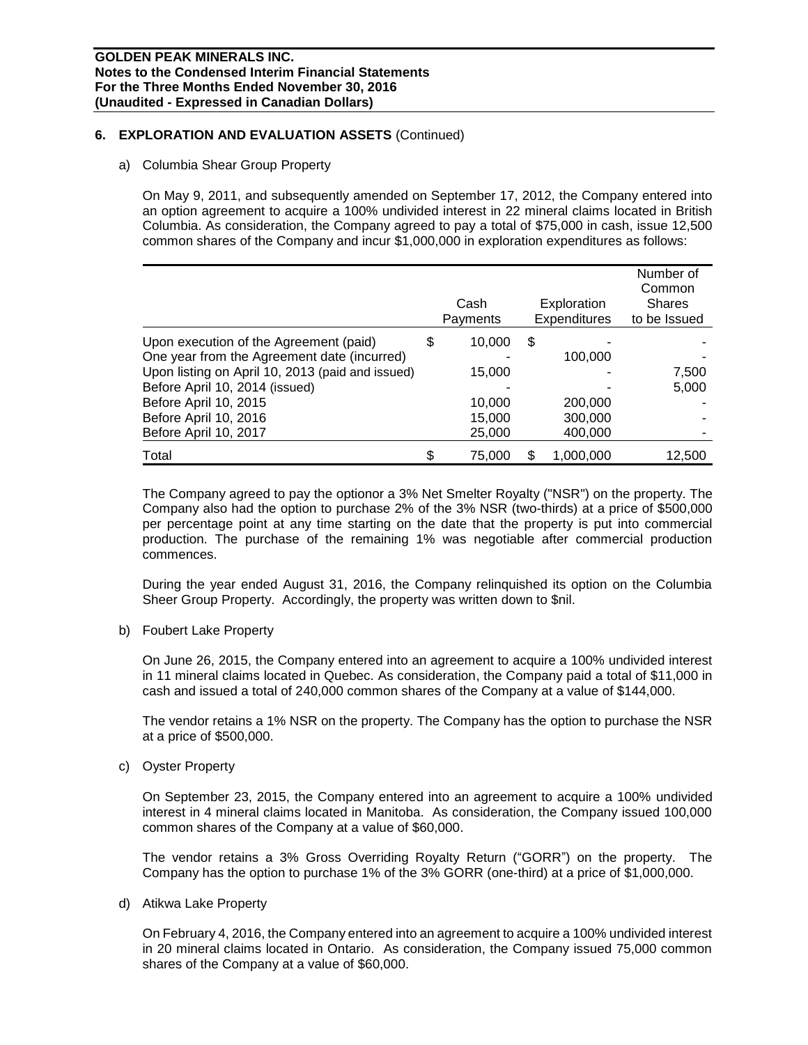## 6. EXPLORATION AND EVALUATION ASSETS (Continued)

a) Columbia Shear Group Property

On May 9, 2011, and subsequently amended on September 17, 2012, the Company entered into an option agreement to acquire a 100% undivided interest in 22 mineral claims located in British Columbia. As consideration, the Company agreed to pay a total of $75,000 in cash, issue 12,500 common shares of the Company and incur $1,000,000 in exploration expenditures as follows:

| | Cash Payments | Exploration Expenditures | Number of Common Shares to be Issued |
|---|---|---|---|
| Upon execution of the Agreement (paid) | $ 10,000 | $ - | - |
| One year from the Agreement date (incurred) | - | 100,000 | - |
| Upon listing on April 10, 2013 (paid and issued) | 15,000 | - | 7,500 |
| Before April 10, 2014 (issued) | - | - | 5,000 |
| Before April 10, 2015 | 10,000 | 200,000 | - |
| Before April 10, 2016 | 15,000 | 300,000 | - |
| Before April 10, 2017 | 25,000 | 400,000 | - |
| Total | $ 75,000 | $ 1,000,000 | 12,500 |

The Company agreed to pay the optionor a 3% Net Smelter Royalty ("NSR") on the property. The Company also had the option to purchase 2% of the 3% NSR (two-thirds) at a price of $500,000 per percentage point at any time starting on the date that the property is put into commercial production. The purchase of the remaining 1% was negotiable after commercial production commences.

During the year ended August 31, 2016, the Company relinquished its option on the Columbia Sheer Group Property. Accordingly, the property was written down to $nil.

b) Foubert Lake Property

On June 26, 2015, the Company entered into an agreement to acquire a 100% undivided interest in 11 mineral claims located in Quebec. As consideration, the Company paid a total of $11,000 in cash and issued a total of 240,000 common shares of the Company at a value of $144,000.

The vendor retains a 1% NSR on the property. The Company has the option to purchase the NSR at a price of $500,000.

c) Oyster Property

On September 23, 2015, the Company entered into an agreement to acquire a 100% undivided interest in 4 mineral claims located in Manitoba. As consideration, the Company issued 100,000 common shares of the Company at a value of $60,000.

The vendor retains a 3% Gross Overriding Royalty Return ("GORR") on the property. The Company has the option to purchase 1% of the 3% GORR (one-third) at a price of $1,000,000.

d) Atikwa Lake Property

On February 4, 2016, the Company entered into an agreement to acquire a 100% undivided interest in 20 mineral claims located in Ontario. As consideration, the Company issued 75,000 common shares of the Company at a value of $60,000.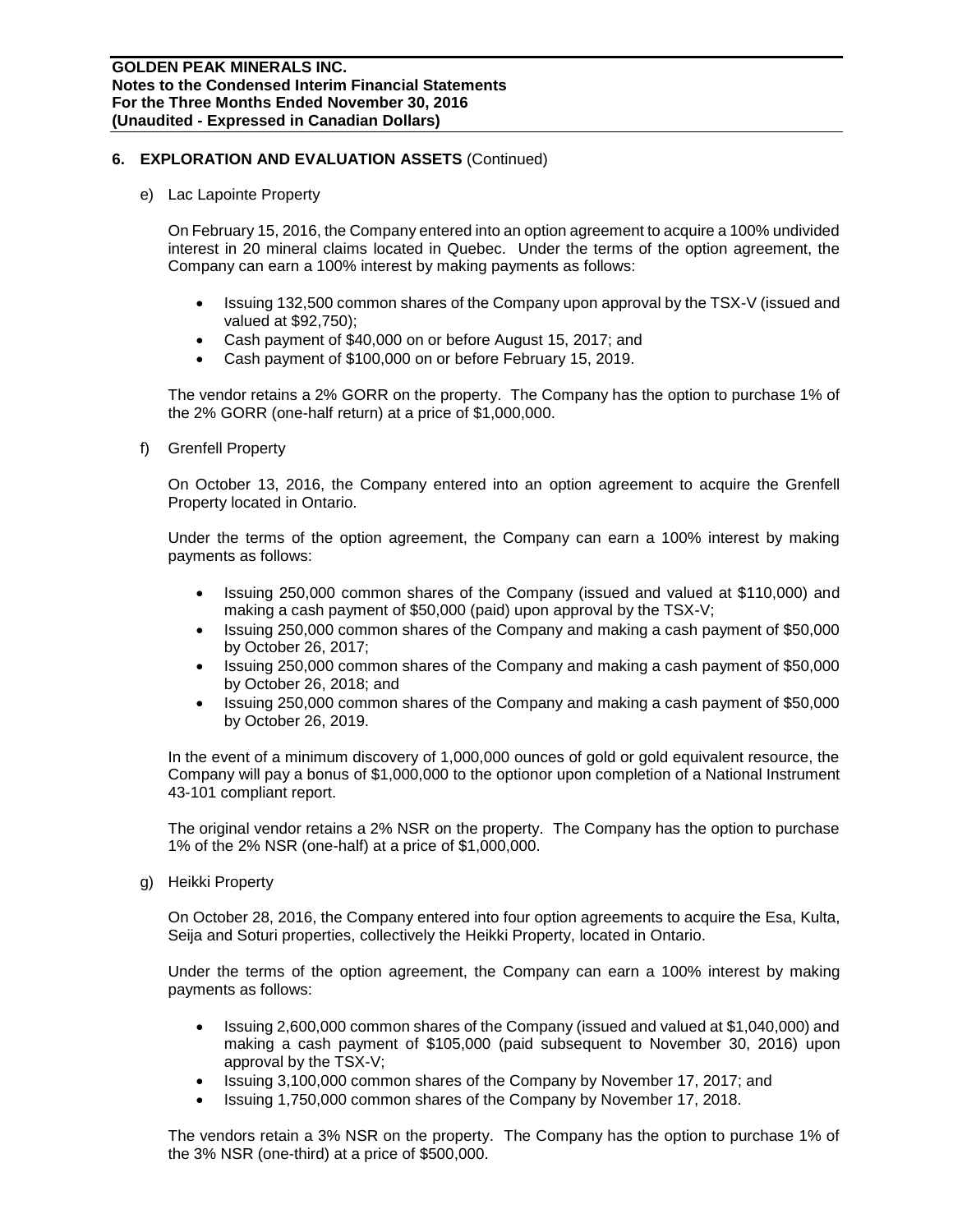## 6. EXPLORATION AND EVALUATION ASSETS (Continued)

e) Lac Lapointe Property

On February 15, 2016, the Company entered into an option agreement to acquire a 100% undivided interest in 20 mineral claims located in Quebec. Under the terms of the option agreement, the Company can earn a 100% interest by making payments as follows:

- Issuing 132,500 common shares of the Company upon approval by the TSX-V (issued and valued at $92,750);
- Cash payment of $40,000 on or before August 15, 2017; and
- Cash payment of $100,000 on or before February 15, 2019.

The vendor retains a 2% GORR on the property. The Company has the option to purchase 1% of the 2% GORR (one-half return) at a price of $1,000,000.

f) Grenfell Property

On October 13, 2016, the Company entered into an option agreement to acquire the Grenfell Property located in Ontario.

Under the terms of the option agreement, the Company can earn a 100% interest by making payments as follows:

- Issuing 250,000 common shares of the Company (issued and valued at $110,000) and making a cash payment of $50,000 (paid) upon approval by the TSX-V;
- Issuing 250,000 common shares of the Company and making a cash payment of $50,000 by October 26, 2017;
- Issuing 250,000 common shares of the Company and making a cash payment of $50,000 by October 26, 2018; and
- Issuing 250,000 common shares of the Company and making a cash payment of $50,000 by October 26, 2019.

In the event of a minimum discovery of 1,000,000 ounces of gold or gold equivalent resource, the Company will pay a bonus of $1,000,000 to the optionor upon completion of a National Instrument 43-101 compliant report.

The original vendor retains a 2% NSR on the property. The Company has the option to purchase 1% of the 2% NSR (one-half) at a price of $1,000,000.

g) Heikki Property

On October 28, 2016, the Company entered into four option agreements to acquire the Esa, Kulta, Seija and Soturi properties, collectively the Heikki Property, located in Ontario.

Under the terms of the option agreement, the Company can earn a 100% interest by making payments as follows:

- Issuing 2,600,000 common shares of the Company (issued and valued at $1,040,000) and making a cash payment of $105,000 (paid subsequent to November 30, 2016) upon approval by the TSX-V;
- Issuing 3,100,000 common shares of the Company by November 17, 2017; and
- Issuing 1,750,000 common shares of the Company by November 17, 2018.

The vendors retain a 3% NSR on the property. The Company has the option to purchase 1% of the 3% NSR (one-third) at a price of $500,000.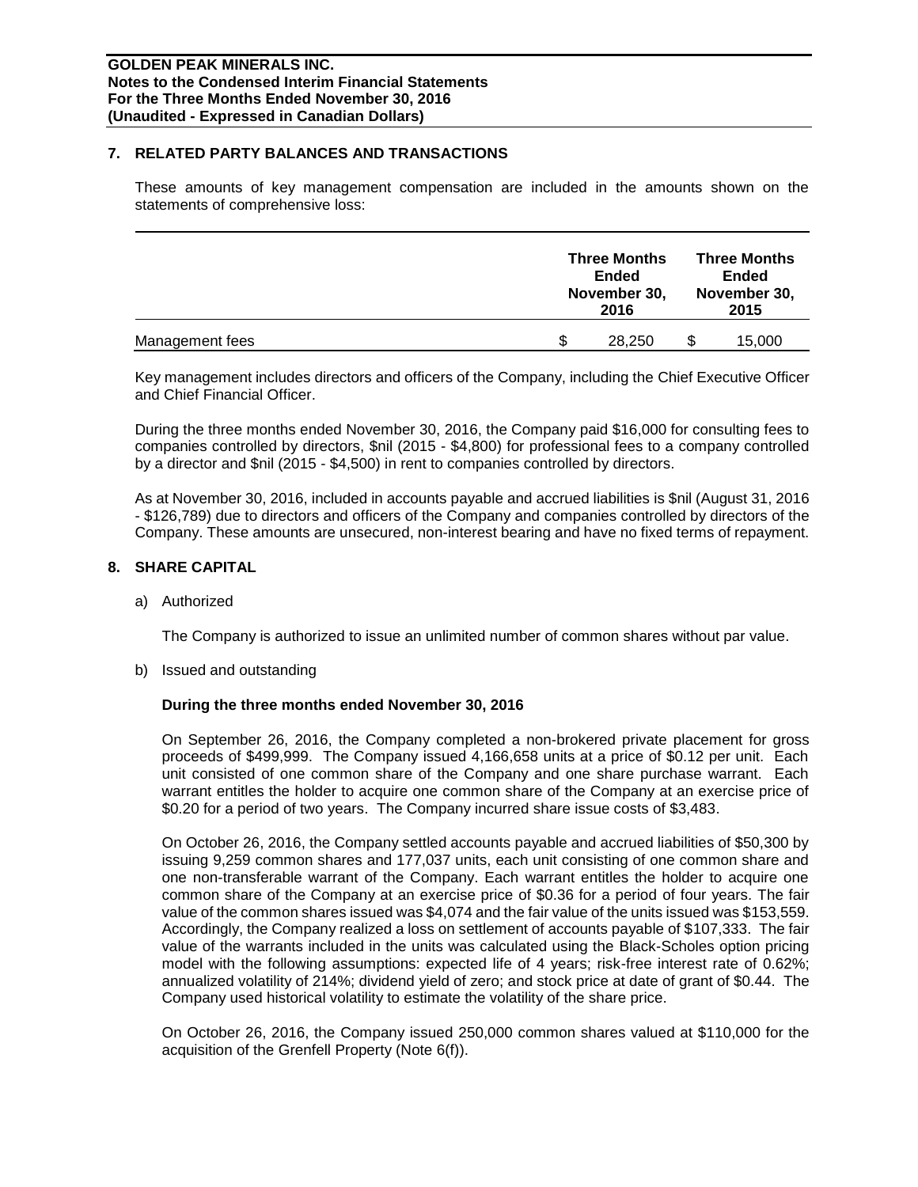## 7. RELATED PARTY BALANCES AND TRANSACTIONS

These amounts of key management compensation are included in the amounts shown on the statements of comprehensive loss:

| | Three Months Ended November 30, 2016 | Three Months Ended November 30, 2015 |
|---|---|---|
| Management fees | $ 28,250 | $ 15,000 |

Key management includes directors and officers of the Company, including the Chief Executive Officer and Chief Financial Officer.

During the three months ended November 30, 2016, the Company paid $16,000 for consulting fees to companies controlled by directors, $nil (2015 - $4,800) for professional fees to a company controlled by a director and $nil (2015 - $4,500) in rent to companies controlled by directors.

As at November 30, 2016, included in accounts payable and accrued liabilities is $nil (August 31, 2016 - $126,789) due to directors and officers of the Company and companies controlled by directors of the Company. These amounts are unsecured, non-interest bearing and have no fixed terms of repayment.

## 8. SHARE CAPITAL

a) Authorized

The Company is authorized to issue an unlimited number of common shares without par value.

b) Issued and outstanding

**During the three months ended November 30, 2016**

On September 26, 2016, the Company completed a non-brokered private placement for gross proceeds of $499,999. The Company issued 4,166,658 units at a price of $0.12 per unit. Each unit consisted of one common share of the Company and one share purchase warrant. Each warrant entitles the holder to acquire one common share of the Company at an exercise price of $0.20 for a period of two years. The Company incurred share issue costs of $3,483.

On October 26, 2016, the Company settled accounts payable and accrued liabilities of $50,300 by issuing 9,259 common shares and 177,037 units, each unit consisting of one common share and one non-transferable warrant of the Company. Each warrant entitles the holder to acquire one common share of the Company at an exercise price of $0.36 for a period of four years. The fair value of the common shares issued was $4,074 and the fair value of the units issued was $153,559. Accordingly, the Company realized a loss on settlement of accounts payable of $107,333. The fair value of the warrants included in the units was calculated using the Black-Scholes option pricing model with the following assumptions: expected life of 4 years; risk-free interest rate of 0.62%; annualized volatility of 214%; dividend yield of zero; and stock price at date of grant of $0.44. The Company used historical volatility to estimate the volatility of the share price.

On October 26, 2016, the Company issued 250,000 common shares valued at $110,000 for the acquisition of the Grenfell Property (Note 6(f)).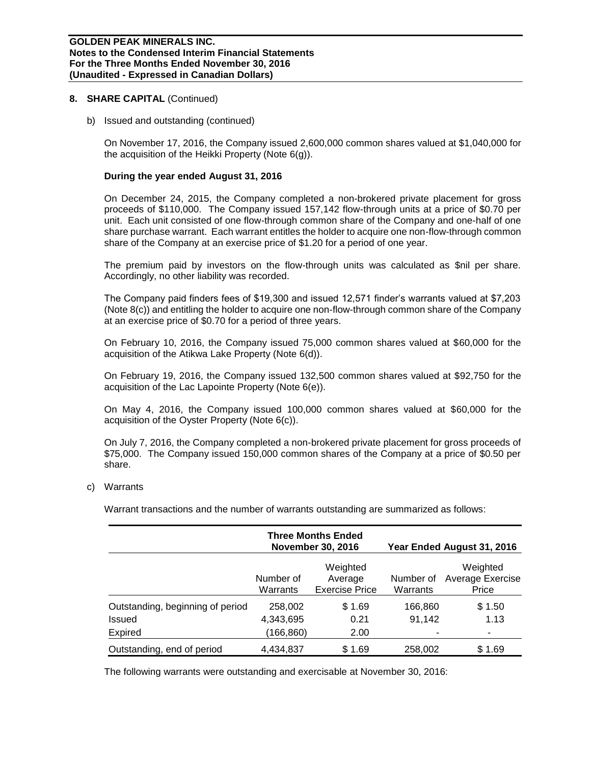## 8. SHARE CAPITAL (Continued)

b) Issued and outstanding (continued)

On November 17, 2016, the Company issued 2,600,000 common shares valued at $1,040,000 for the acquisition of the Heikki Property (Note 6(g)).

**During the year ended August 31, 2016**

On December 24, 2015, the Company completed a non-brokered private placement for gross proceeds of $110,000. The Company issued 157,142 flow-through units at a price of $0.70 per unit. Each unit consisted of one flow-through common share of the Company and one-half of one share purchase warrant. Each warrant entitles the holder to acquire one non-flow-through common share of the Company at an exercise price of $1.20 for a period of one year.

The premium paid by investors on the flow-through units was calculated as $nil per share. Accordingly, no other liability was recorded.

The Company paid finders fees of $19,300 and issued 12,571 finder's warrants valued at $7,203 (Note 8(c)) and entitling the holder to acquire one non-flow-through common share of the Company at an exercise price of $0.70 for a period of three years.

On February 10, 2016, the Company issued 75,000 common shares valued at $60,000 for the acquisition of the Atikwa Lake Property (Note 6(d)).

On February 19, 2016, the Company issued 132,500 common shares valued at $92,750 for the acquisition of the Lac Lapointe Property (Note 6(e)).

On May 4, 2016, the Company issued 100,000 common shares valued at $60,000 for the acquisition of the Oyster Property (Note 6(c)).

On July 7, 2016, the Company completed a non-brokered private placement for gross proceeds of $75,000. The Company issued 150,000 common shares of the Company at a price of $0.50 per share.

c) Warrants

Warrant transactions and the number of warrants outstanding are summarized as follows:

| | Three Months Ended November 30, 2016 | | Year Ended August 31, 2016 | |
|---|---|---|---|---|
| | Number of Warrants | Weighted Average Exercise Price | Number of Warrants | Weighted Average Exercise Price |
| Outstanding, beginning of period | 258,002 | $ 1.69 | 166,860 | $ 1.50 |
| Issued | 4,343,695 | 0.21 | 91,142 | 1.13 |
| Expired | (166,860) | 2.00 | - | - |
| Outstanding, end of period | 4,434,837 | $ 1.69 | 258,002 | $ 1.69 |

The following warrants were outstanding and exercisable at November 30, 2016: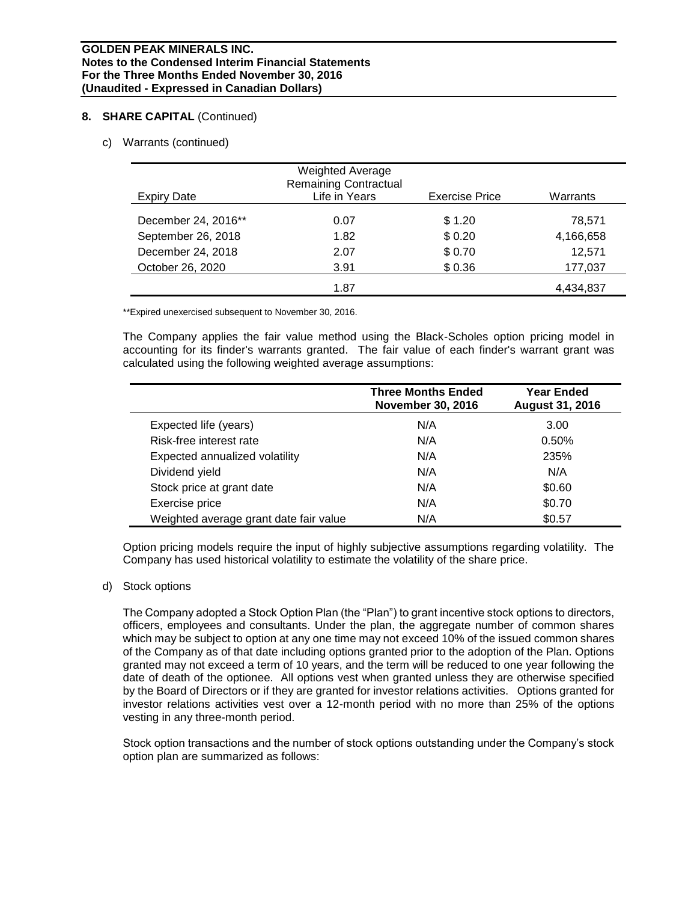## 8. SHARE CAPITAL (Continued)

c) Warrants (continued)

| Expiry Date | Weighted Average Remaining Contractual Life in Years | Exercise Price | Warrants |
|---|---|---|---|
| December 24, 2016** | 0.07 | $ 1.20 | 78,571 |
| September 26, 2018 | 1.82 | $ 0.20 | 4,166,658 |
| December 24, 2018 | 2.07 | $ 0.70 | 12,571 |
| October 26, 2020 | 3.91 | $ 0.36 | 177,037 |
| | 1.87 | | 4,434,837 |

**Expired unexercised subsequent to November 30, 2016.

The Company applies the fair value method using the Black-Scholes option pricing model in accounting for its finder's warrants granted. The fair value of each finder's warrant grant was calculated using the following weighted average assumptions:

| | **Three Months Ended November 30, 2016** | **Year Ended August 31, 2016** |
|---|---|---|
| Expected life (years) | N/A | 3.00 |
| Risk-free interest rate | N/A | 0.50% |
| Expected annualized volatility | N/A | 235% |
| Dividend yield | N/A | N/A |
| Stock price at grant date | N/A | $0.60 |
| Exercise price | N/A | $0.70 |
| Weighted average grant date fair value | N/A | $0.57 |

Option pricing models require the input of highly subjective assumptions regarding volatility. The Company has used historical volatility to estimate the volatility of the share price.

d) Stock options

The Company adopted a Stock Option Plan (the "Plan") to grant incentive stock options to directors, officers, employees and consultants. Under the plan, the aggregate number of common shares which may be subject to option at any one time may not exceed 10% of the issued common shares of the Company as of that date including options granted prior to the adoption of the Plan. Options granted may not exceed a term of 10 years, and the term will be reduced to one year following the date of death of the optionee. All options vest when granted unless they are otherwise specified by the Board of Directors or if they are granted for investor relations activities. Options granted for investor relations activities vest over a 12-month period with no more than 25% of the options vesting in any three-month period.

Stock option transactions and the number of stock options outstanding under the Company's stock option plan are summarized as follows: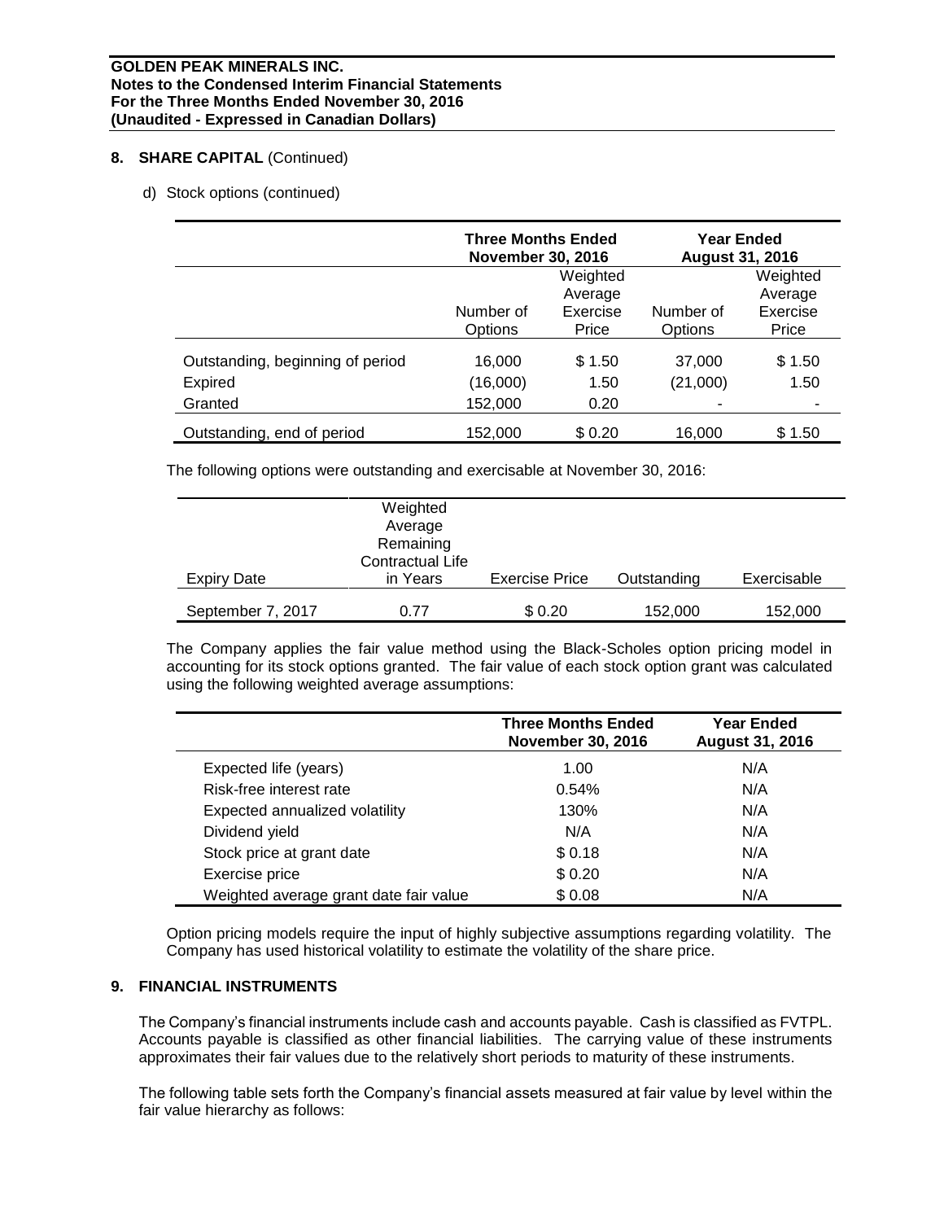## 8. SHARE CAPITAL (Continued)

d) Stock options (continued)

| | Three Months Ended November 30, 2016 | | Year Ended August 31, 2016 | |
|---|---|---|---|---|
| | Number of Options | Weighted Average Exercise Price | Number of Options | Weighted Average Exercise Price |
| Outstanding, beginning of period | 16,000 | $ 1.50 | 37,000 | $ 1.50 |
| Expired | (16,000) | 1.50 | (21,000) | 1.50 |
| Granted | 152,000 | 0.20 | - | - |
| Outstanding, end of period | 152,000 | $ 0.20 | 16,000 | $ 1.50 |

The following options were outstanding and exercisable at November 30, 2016:

| Expiry Date | Weighted Average Remaining Contractual Life in Years | Exercise Price | Outstanding | Exercisable |
|---|---|---|---|---|
| September 7, 2017 | 0.77 | $ 0.20 | 152,000 | 152,000 |

The Company applies the fair value method using the Black-Scholes option pricing model in accounting for its stock options granted. The fair value of each stock option grant was calculated using the following weighted average assumptions:

| | Three Months Ended November 30, 2016 | Year Ended August 31, 2016 |
|---|---|---|
| Expected life (years) | 1.00 | N/A |
| Risk-free interest rate | 0.54% | N/A |
| Expected annualized volatility | 130% | N/A |
| Dividend yield | N/A | N/A |
| Stock price at grant date | $ 0.18 | N/A |
| Exercise price | $ 0.20 | N/A |
| Weighted average grant date fair value | $ 0.08 | N/A |

Option pricing models require the input of highly subjective assumptions regarding volatility. The Company has used historical volatility to estimate the volatility of the share price.

## 9. FINANCIAL INSTRUMENTS

The Company's financial instruments include cash and accounts payable. Cash is classified as FVTPL. Accounts payable is classified as other financial liabilities. The carrying value of these instruments approximates their fair values due to the relatively short periods to maturity of these instruments.

The following table sets forth the Company's financial assets measured at fair value by level within the fair value hierarchy as follows: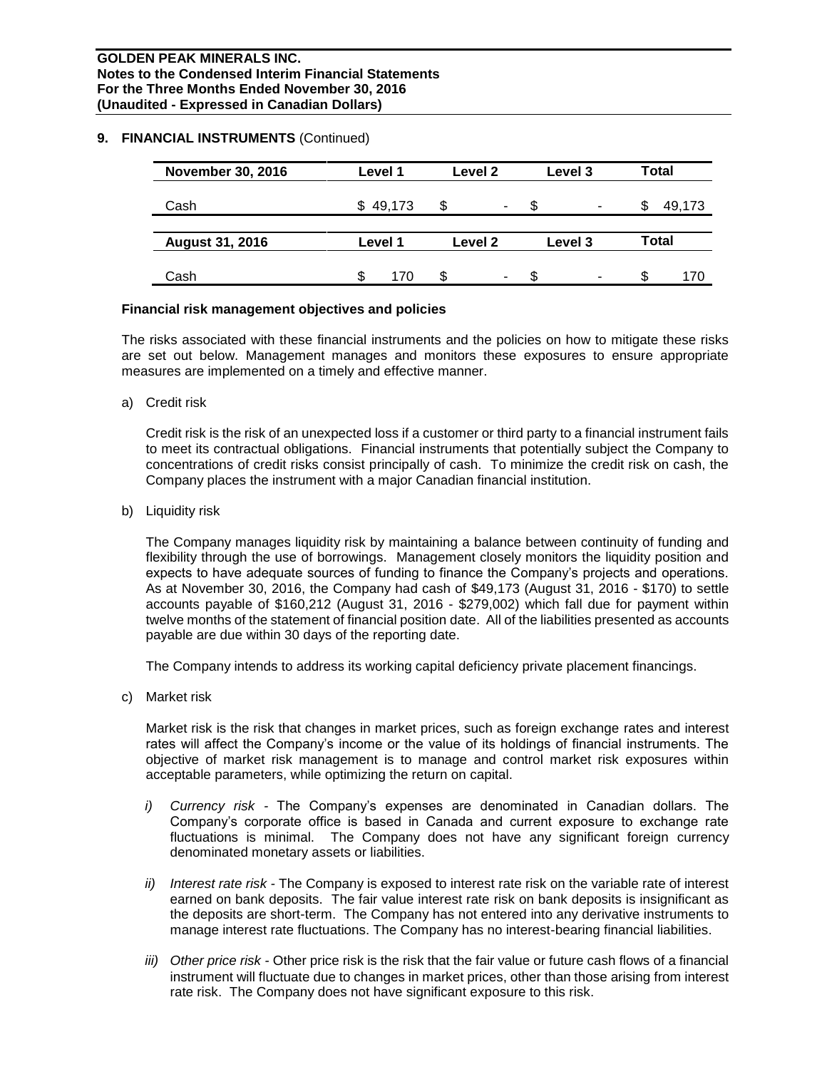## 9. FINANCIAL INSTRUMENTS (Continued)

| November 30, 2016 | Level 1 | Level 2 | Level 3 | Total |
|---|---|---|---|---|
| Cash | $ 49,173 | $ - | $ - | $ 49,173 |

| August 31, 2016 | Level 1 | Level 2 | Level 3 | Total |
|---|---|---|---|---|
| Cash | $ 170 | $ - | $ - | $ 170 |

**Financial risk management objectives and policies**

The risks associated with these financial instruments and the policies on how to mitigate these risks are set out below. Management manages and monitors these exposures to ensure appropriate measures are implemented on a timely and effective manner.

a) Credit risk

Credit risk is the risk of an unexpected loss if a customer or third party to a financial instrument fails to meet its contractual obligations. Financial instruments that potentially subject the Company to concentrations of credit risks consist principally of cash. To minimize the credit risk on cash, the Company places the instrument with a major Canadian financial institution.

b) Liquidity risk

The Company manages liquidity risk by maintaining a balance between continuity of funding and flexibility through the use of borrowings. Management closely monitors the liquidity position and expects to have adequate sources of funding to finance the Company's projects and operations. As at November 30, 2016, the Company had cash of $49,173 (August 31, 2016 - $170) to settle accounts payable of $160,212 (August 31, 2016 - $279,002) which fall due for payment within twelve months of the statement of financial position date. All of the liabilities presented as accounts payable are due within 30 days of the reporting date.

The Company intends to address its working capital deficiency private placement financings.

c) Market risk

Market risk is the risk that changes in market prices, such as foreign exchange rates and interest rates will affect the Company's income or the value of its holdings of financial instruments. The objective of market risk management is to manage and control market risk exposures within acceptable parameters, while optimizing the return on capital.

*i) Currency risk* - The Company's expenses are denominated in Canadian dollars. The Company's corporate office is based in Canada and current exposure to exchange rate fluctuations is minimal. The Company does not have any significant foreign currency denominated monetary assets or liabilities.

*ii) Interest rate risk* - The Company is exposed to interest rate risk on the variable rate of interest earned on bank deposits. The fair value interest rate risk on bank deposits is insignificant as the deposits are short-term. The Company has not entered into any derivative instruments to manage interest rate fluctuations. The Company has no interest-bearing financial liabilities.

*iii) Other price risk* - Other price risk is the risk that the fair value or future cash flows of a financial instrument will fluctuate due to changes in market prices, other than those arising from interest rate risk. The Company does not have significant exposure to this risk.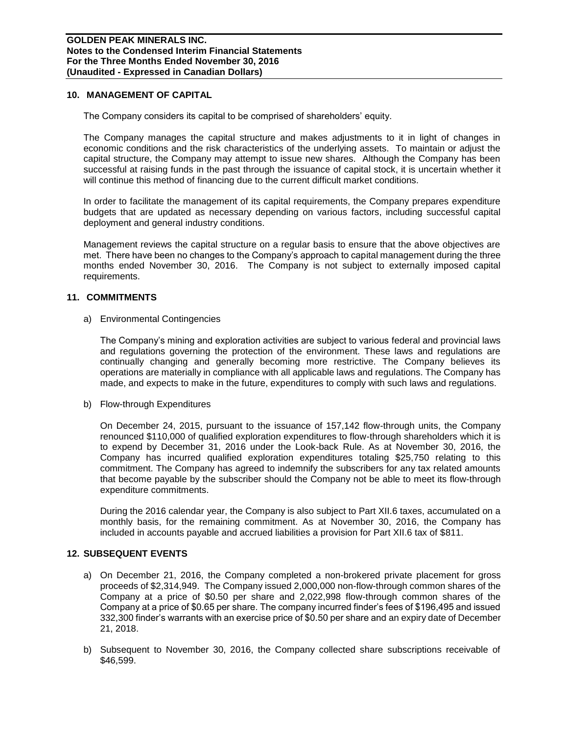## 10. MANAGEMENT OF CAPITAL

The Company considers its capital to be comprised of shareholders' equity.

The Company manages the capital structure and makes adjustments to it in light of changes in economic conditions and the risk characteristics of the underlying assets. To maintain or adjust the capital structure, the Company may attempt to issue new shares. Although the Company has been successful at raising funds in the past through the issuance of capital stock, it is uncertain whether it will continue this method of financing due to the current difficult market conditions.

In order to facilitate the management of its capital requirements, the Company prepares expenditure budgets that are updated as necessary depending on various factors, including successful capital deployment and general industry conditions.

Management reviews the capital structure on a regular basis to ensure that the above objectives are met. There have been no changes to the Company's approach to capital management during the three months ended November 30, 2016. The Company is not subject to externally imposed capital requirements.

## 11. COMMITMENTS

a) Environmental Contingencies

The Company's mining and exploration activities are subject to various federal and provincial laws and regulations governing the protection of the environment. These laws and regulations are continually changing and generally becoming more restrictive. The Company believes its operations are materially in compliance with all applicable laws and regulations. The Company has made, and expects to make in the future, expenditures to comply with such laws and regulations.

b) Flow-through Expenditures

On December 24, 2015, pursuant to the issuance of 157,142 flow-through units, the Company renounced $110,000 of qualified exploration expenditures to flow-through shareholders which it is to expend by December 31, 2016 under the Look-back Rule. As at November 30, 2016, the Company has incurred qualified exploration expenditures totaling $25,750 relating to this commitment. The Company has agreed to indemnify the subscribers for any tax related amounts that become payable by the subscriber should the Company not be able to meet its flow-through expenditure commitments.

During the 2016 calendar year, the Company is also subject to Part XII.6 taxes, accumulated on a monthly basis, for the remaining commitment. As at November 30, 2016, the Company has included in accounts payable and accrued liabilities a provision for Part XII.6 tax of $811.

## 12. SUBSEQUENT EVENTS

a) On December 21, 2016, the Company completed a non-brokered private placement for gross proceeds of $2,314,949. The Company issued 2,000,000 non-flow-through common shares of the Company at a price of $0.50 per share and 2,022,998 flow-through common shares of the Company at a price of $0.65 per share. The company incurred finder's fees of $196,495 and issued 332,300 finder's warrants with an exercise price of $0.50 per share and an expiry date of December 21, 2018.

b) Subsequent to November 30, 2016, the Company collected share subscriptions receivable of $46,599.